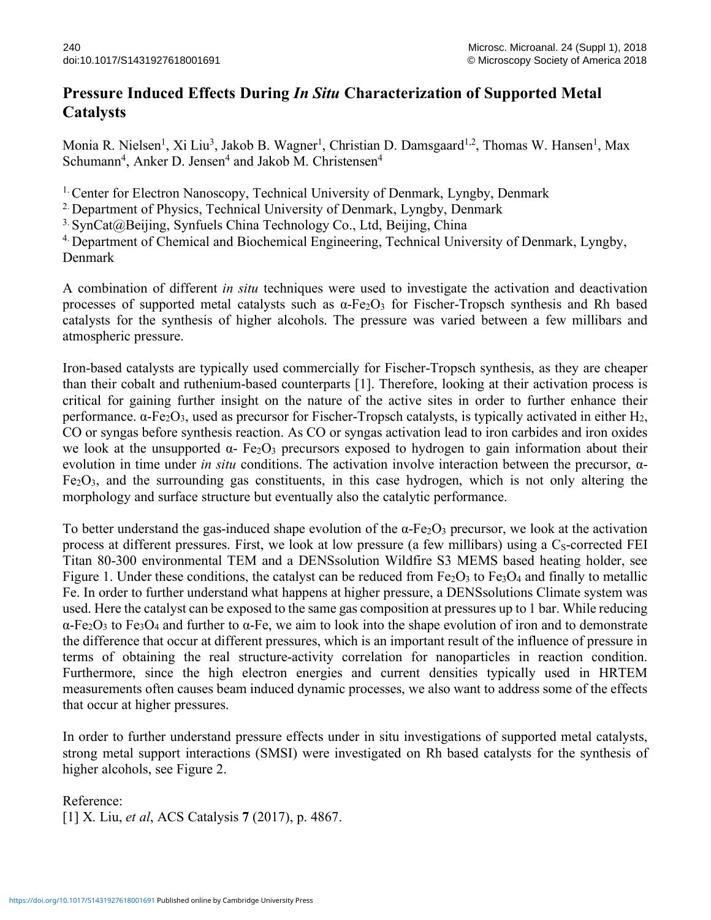# Pressure Induced Effects During *In Situ* Characterization of Supported Metal Catalysts

Monia R. Nielsen[1], Xi Liu[3], Jakob B. Wagner[1], Christian D. Damsgaard[1,2], Thomas W. Hansen[1], Max Schumann[4], Anker D. Jensen[4] and Jakob M. Christensen[4]

[1] Center for Electron Nanoscopy, Technical University of Denmark, Lyngby, Denmark

[2] Department of Physics, Technical University of Denmark, Lyngby, Denmark

[3] SynCat@Beijing, Synfuels China Technology Co., Ltd, Beijing, China

[4] Department of Chemical and Biochemical Engineering, Technical University of Denmark, Lyngby, Denmark

A combination of different *in situ* techniques were used to investigate the activation and deactivation processes of supported metal catalysts such as α-$Fe_2O_3$ for Fischer-Tropsch synthesis and Rh based catalysts for the synthesis of higher alcohols. The pressure was varied between a few millibars and atmospheric pressure.

Iron-based catalysts are typically used commercially for Fischer-Tropsch synthesis, as they are cheaper than their cobalt and ruthenium-based counterparts [1]. Therefore, looking at their activation process is critical for gaining further insight on the nature of the active sites in order to further enhance their performance. α-$Fe_2O_3$, used as precursor for Fischer-Tropsch catalysts, is typically activated in either $H_2$, CO or syngas before synthesis reaction. As CO or syngas activation lead to iron carbides and iron oxides we look at the unsupported α- $Fe_2O_3$ precursors exposed to hydrogen to gain information about their evolution in time under *in situ* conditions. The activation involve interaction between the precursor, α-$Fe_2O_3$, and the surrounding gas constituents, in this case hydrogen, which is not only altering the morphology and surface structure but eventually also the catalytic performance.

To better understand the gas-induced shape evolution of the α-$Fe_2O_3$ precursor, we look at the activation process at different pressures. First, we look at low pressure (a few millibars) using a $C_S$-corrected FEI Titan 80-300 environmental TEM and a DENSsolution Wildfire S3 MEMS based heating holder, see Figure 1. Under these conditions, the catalyst can be reduced from $Fe_2O_3$ to $Fe_3O_4$ and finally to metallic Fe. In order to further understand what happens at higher pressure, a DENSsolutions Climate system was used. Here the catalyst can be exposed to the same gas composition at pressures up to 1 bar. While reducing α-$Fe_2O_3$ to $Fe_3O_4$ and further to α-Fe, we aim to look into the shape evolution of iron and to demonstrate the difference that occur at different pressures, which is an important result of the influence of pressure in terms of obtaining the real structure-activity correlation for nanoparticles in reaction condition. Furthermore, since the high electron energies and current densities typically used in HRTEM measurements often causes beam induced dynamic processes, we also want to address some of the effects that occur at higher pressures.

In order to further understand pressure effects under in situ investigations of supported metal catalysts, strong metal support interactions (SMSI) were investigated on Rh based catalysts for the synthesis of higher alcohols, see Figure 2.

Reference:

[1] X. Liu, *et al*, ACS Catalysis **7** (2017), p. 4867.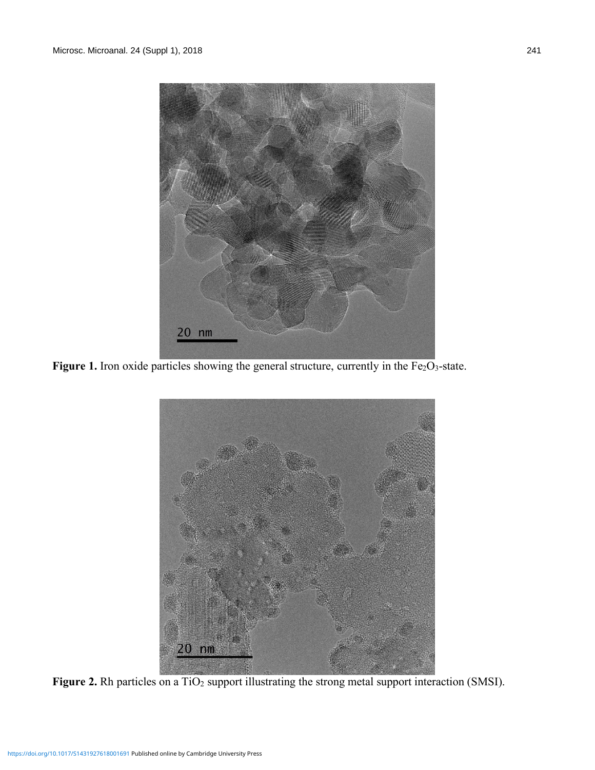20 nm

**Figure 1.** Iron oxide particles showing the general structure, currently in the $Fe_2O_3$-state.

20 nm

**Figure 2.** Rh particles on a $TiO_2$ support illustrating the strong metal support interaction (SMSI).